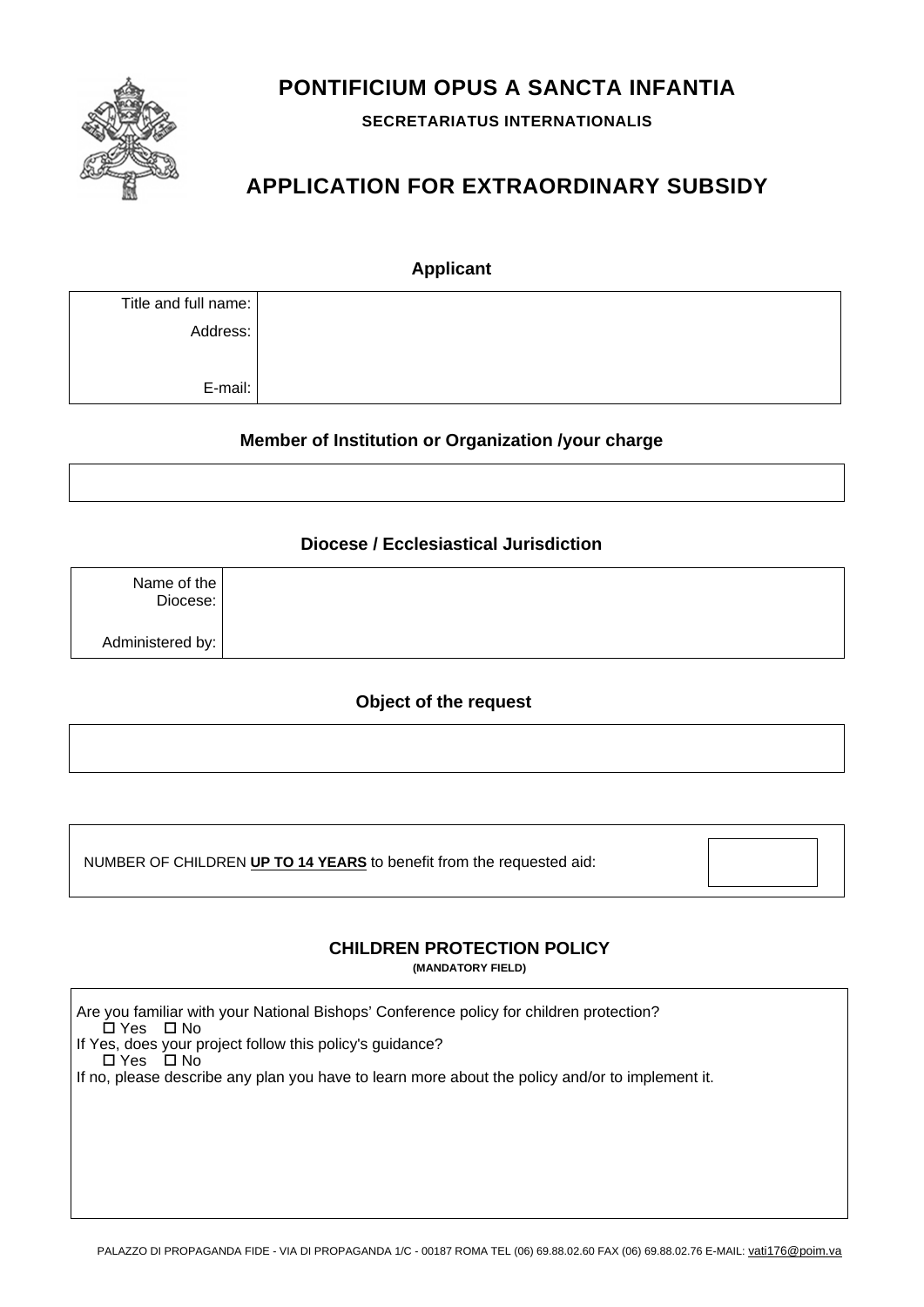# PONTIFICIUM OPUS A SANCTA INFANTIA

**SECRETARIATUS INTERNATIONALIS**

## APPLICATION FOR EXTRAORDINARY SUBSIDY

### Applicant

| | |
|---|---|
| Title and full name: | |
| Address: | |
| E-mail: | |

### Member of Institution or Organization /your charge

| |
|---|
| |

### Diocese / Ecclesiastical Jurisdiction

| | |
|---|---|
| Name of the Diocese: | |
| Administered by: | |

### Object of the request

| |
|---|
| |

| | |
|---|---|
| NUMBER OF CHILDREN **UP TO 14 YEARS** to benefit from the requested aid: | |

### CHILDREN PROTECTION POLICY

**(MANDATORY FIELD)**

Are you familiar with your National Bishops' Conference policy for children protection?

☐ Yes ☐ No

If Yes, does your project follow this policy's guidance?

☐ Yes ☐ No

If no, please describe any plan you have to learn more about the policy and/or to implement it.

PALAZZO DI PROPAGANDA FIDE - VIA DI PROPAGANDA 1/C - 00187 ROMA TEL (06) 69.88.02.60 FAX (06) 69.88.02.76 E-MAIL: vati176@poim.va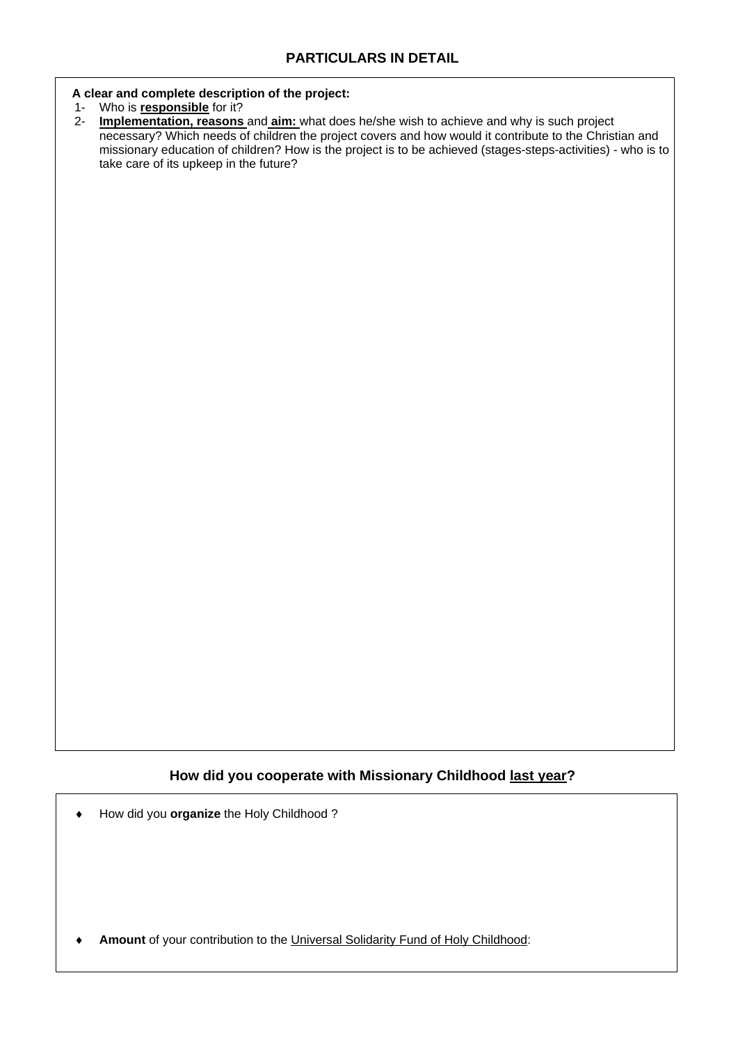## PARTICULARS IN DETAIL

**A clear and complete description of the project:**

1- Who is **responsible** for it?

2- **Implementation, reasons** and **aim:** what does he/she wish to achieve and why is such project necessary? Which needs of children the project covers and how would it contribute to the Christian and missionary education of children? How is the project is to be achieved (stages-steps-activities) - who is to take care of its upkeep in the future?

## How did you cooperate with Missionary Childhood last year?

- How did you **organize** the Holy Childhood ?

- **Amount** of your contribution to the Universal Solidarity Fund of Holy Childhood: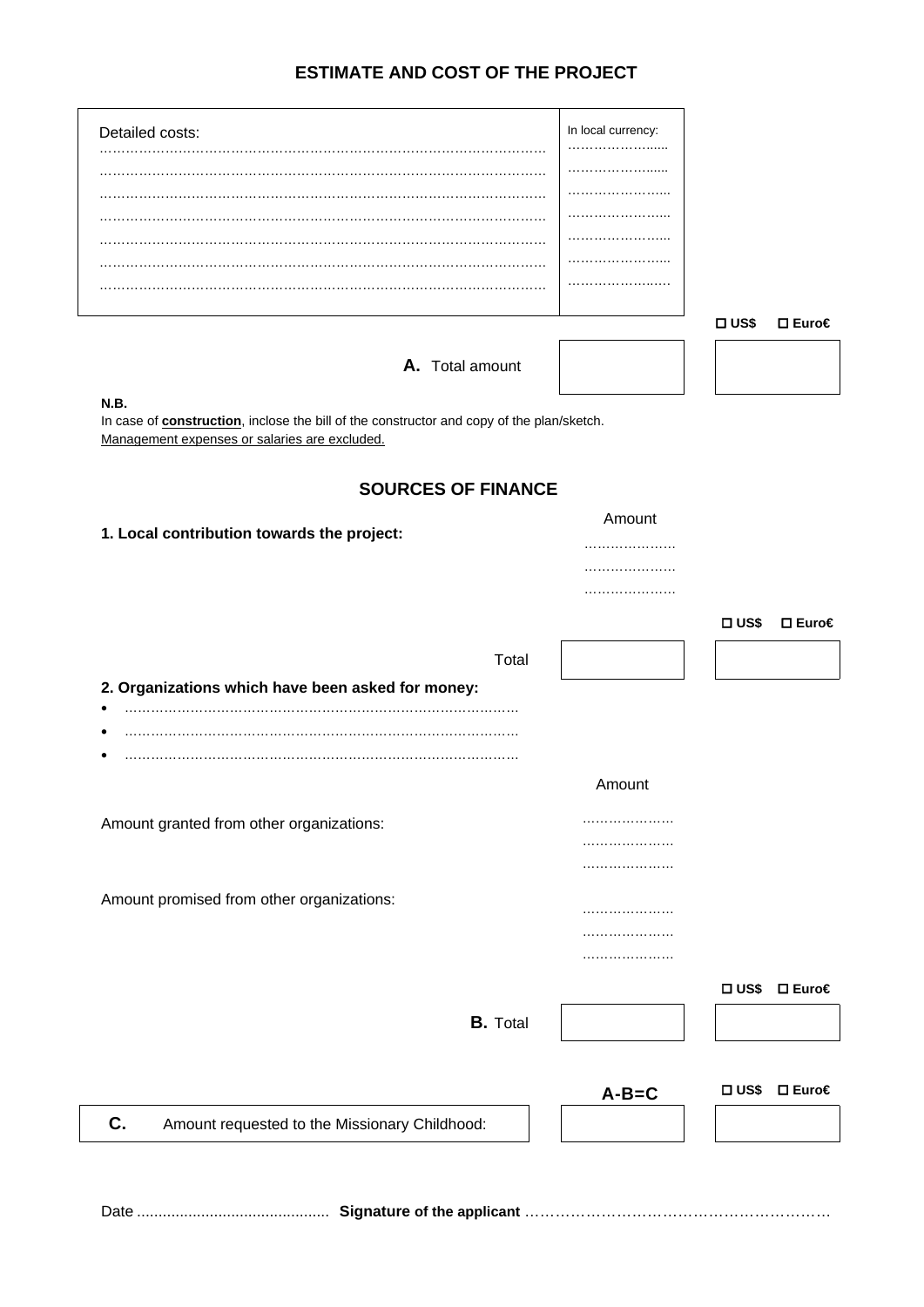## ESTIMATE AND COST OF THE PROJECT

| Detailed costs: | In local currency: |
|---|---|
| ………………………………………………………………………………………… | ………………….... |
| ………………………………………………………………………………………… | ………………….... |
| ………………………………………………………………………………………… | ………………….... |
| ………………………………………………………………………………………… | ………………….... |
| ………………………………………………………………………………………… | ………………….... |
| ………………………………………………………………………………………… | ………………….... |
| ………………………………………………………………………………………… | ………………….... |

☐ US$ ☐ Euro€

**A.** Total amount | | |

**N.B.**
In case of **construction**, inclose the bill of the constructor and copy of the plan/sketch.
Management expenses or salaries are excluded.

## SOURCES OF FINANCE

**1. Local contribution towards the project:**

Amount
…………………
…………………
…………………

☐ US$ ☐ Euro€

Total | | |

**2. Organizations which have been asked for money:**

- ………………………………………………………………………………
- ………………………………………………………………………………
- ………………………………………………………………………………

Amount

Amount granted from other organizations:
…………………
…………………
…………………

Amount promised from other organizations:
…………………
…………………
…………………

☐ US$ ☐ Euro€

**B.** Total | | |

**A-B=C** ☐ US$ ☐ Euro€

**C.** Amount requested to the Missionary Childhood: | | |

Date ............................................ **Signature of the applicant** ……………………………………………………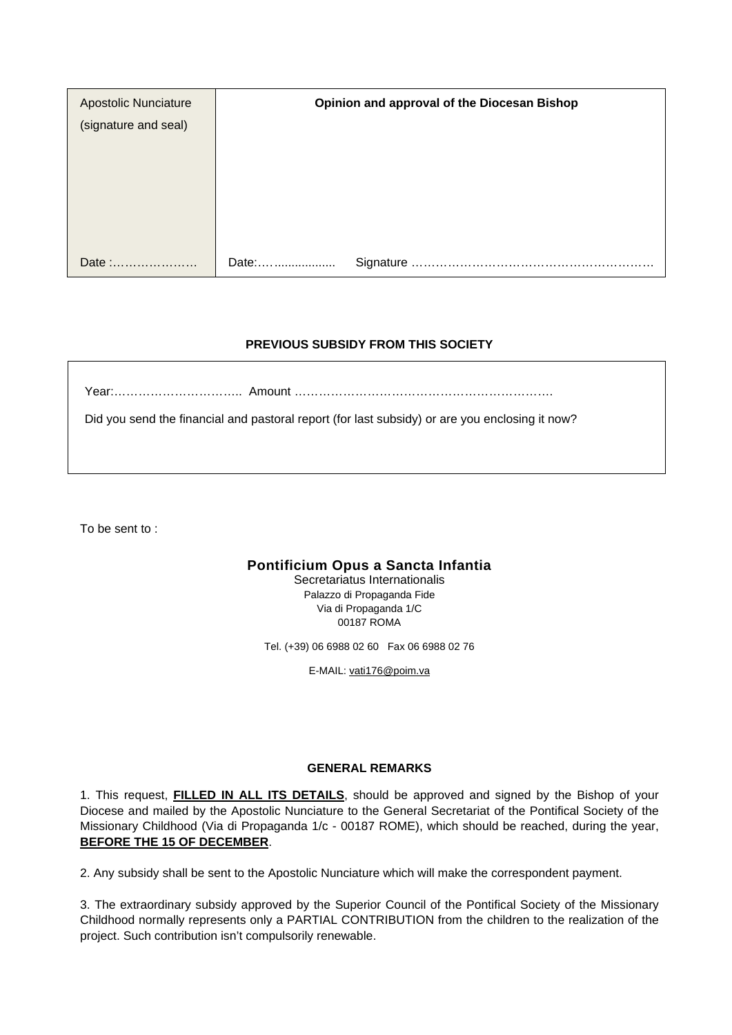| Apostolic Nunciature (signature and seal) | **Opinion and approval of the Diocesan Bishop** |
|---|---|
| Date :………………… | Date:……............... Signature ………………………………………………… |

**PREVIOUS SUBSIDY FROM THIS SOCIETY**

Year:………………………….. Amount ……………………………………………………….

Did you send the financial and pastoral report (for last subsidy) or are you enclosing it now?

To be sent to :

**Pontificium Opus a Sancta Infantia**
Secretariatus Internationalis
Palazzo di Propaganda Fide
Via di Propaganda 1/C
00187 ROMA

Tel. (+39) 06 6988 02 60 Fax 06 6988 02 76

E-MAIL: vati176@poim.va

**GENERAL REMARKS**

1. This request, **FILLED IN ALL ITS DETAILS**, should be approved and signed by the Bishop of your Diocese and mailed by the Apostolic Nunciature to the General Secretariat of the Pontifical Society of the Missionary Childhood (Via di Propaganda 1/c - 00187 ROME), which should be reached, during the year, **BEFORE THE 15 OF DECEMBER**.

2. Any subsidy shall be sent to the Apostolic Nunciature which will make the correspondent payment.

3. The extraordinary subsidy approved by the Superior Council of the Pontifical Society of the Missionary Childhood normally represents only a PARTIAL CONTRIBUTION from the children to the realization of the project. Such contribution isn't compulsorily renewable.